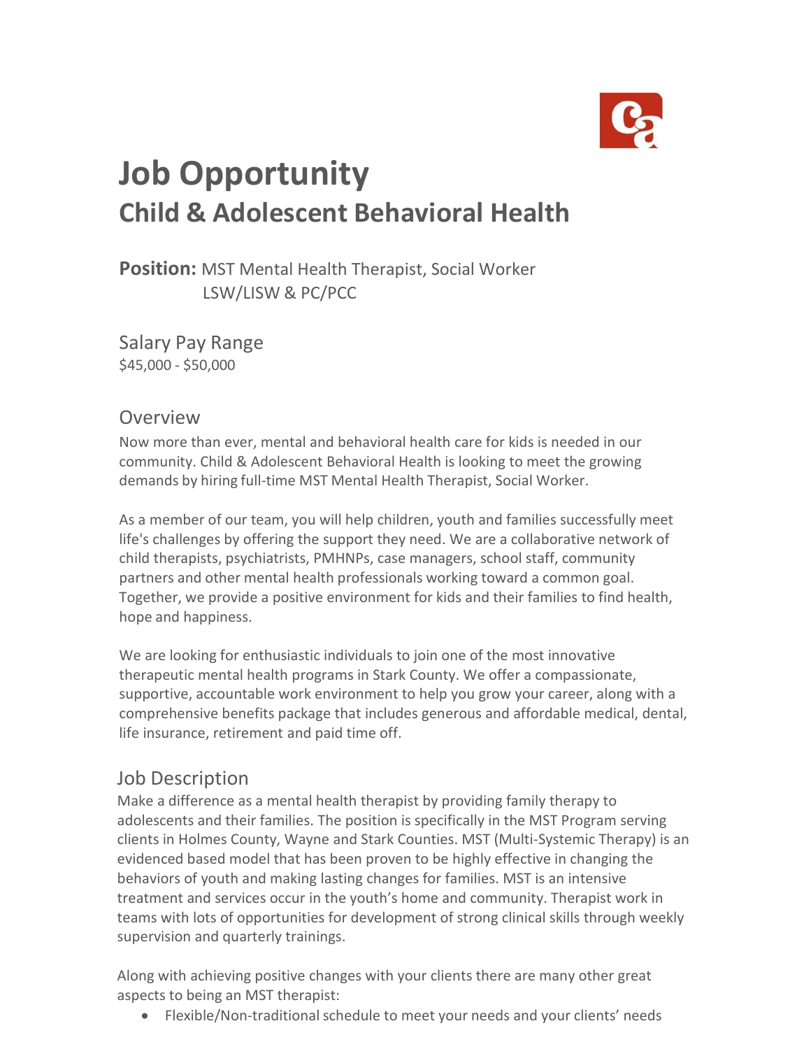# Job Opportunity

## Child & Adolescent Behavioral Health

**Position:** MST Mental Health Therapist, Social Worker LSW/LISW & PC/PCC

### Salary Pay Range

$45,000 - $50,000

### Overview

Now more than ever, mental and behavioral health care for kids is needed in our community. Child & Adolescent Behavioral Health is looking to meet the growing demands by hiring full-time MST Mental Health Therapist, Social Worker.

As a member of our team, you will help children, youth and families successfully meet life's challenges by offering the support they need. We are a collaborative network of child therapists, psychiatrists, PMHNPs, case managers, school staff, community partners and other mental health professionals working toward a common goal. Together, we provide a positive environment for kids and their families to find health, hope and happiness.

We are looking for enthusiastic individuals to join one of the most innovative therapeutic mental health programs in Stark County. We offer a compassionate, supportive, accountable work environment to help you grow your career, along with a comprehensive benefits package that includes generous and affordable medical, dental, life insurance, retirement and paid time off.

### Job Description

Make a difference as a mental health therapist by providing family therapy to adolescents and their families. The position is specifically in the MST Program serving clients in Holmes County, Wayne and Stark Counties. MST (Multi-Systemic Therapy) is an evidenced based model that has been proven to be highly effective in changing the behaviors of youth and making lasting changes for families. MST is an intensive treatment and services occur in the youth's home and community. Therapist work in teams with lots of opportunities for development of strong clinical skills through weekly supervision and quarterly trainings.

Along with achieving positive changes with your clients there are many other great aspects to being an MST therapist:

- Flexible/Non-traditional schedule to meet your needs and your clients' needs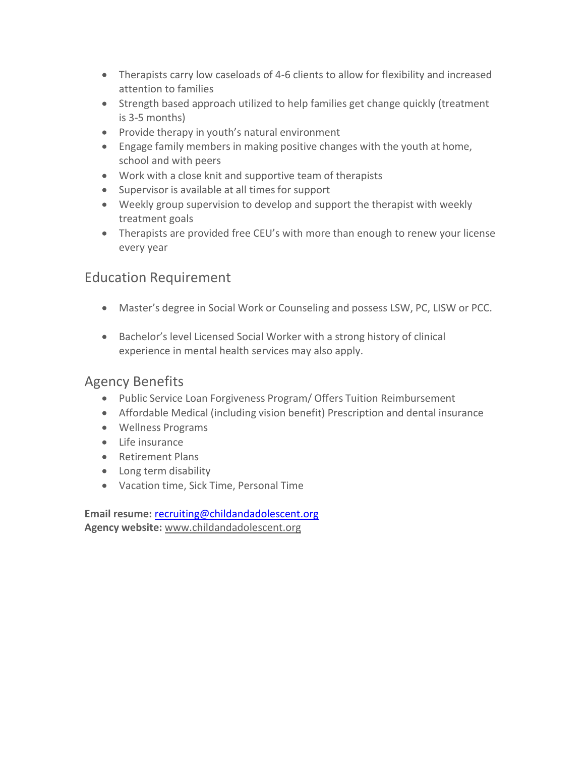- Therapists carry low caseloads of 4-6 clients to allow for flexibility and increased attention to families
- Strength based approach utilized to help families get change quickly (treatment is 3-5 months)
- Provide therapy in youth's natural environment
- Engage family members in making positive changes with the youth at home, school and with peers
- Work with a close knit and supportive team of therapists
- Supervisor is available at all times for support
- Weekly group supervision to develop and support the therapist with weekly treatment goals
- Therapists are provided free CEU's with more than enough to renew your license every year

## Education Requirement

- Master's degree in Social Work or Counseling and possess LSW, PC, LISW or PCC.

- Bachelor's level Licensed Social Worker with a strong history of clinical experience in mental health services may also apply.

## Agency Benefits

- Public Service Loan Forgiveness Program/ Offers Tuition Reimbursement
- Affordable Medical (including vision benefit) Prescription and dental insurance
- Wellness Programs
- Life insurance
- Retirement Plans
- Long term disability
- Vacation time, Sick Time, Personal Time

**Email resume:** recruiting@childandadolescent.org
**Agency website:** www.childandadolescent.org